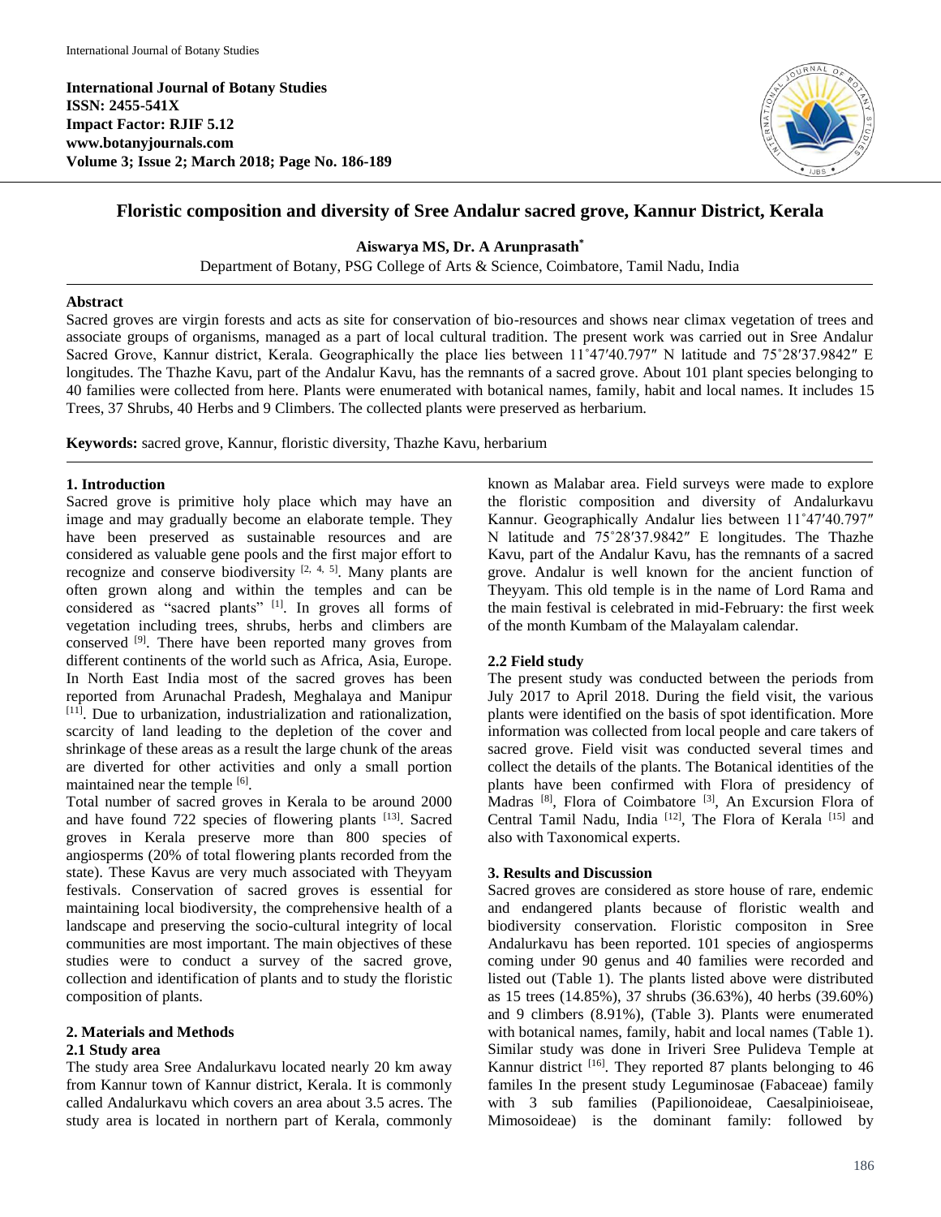# Floristic composition and diversity of Sree Andalur sacred grove, Kannur District, Kerala

**Aiswarya MS, Dr. A Arunprasath***

Department of Botany, PSG College of Arts & Science, Coimbatore, Tamil Nadu, India

## Abstract

Sacred groves are virgin forests and acts as site for conservation of bio-resources and shows near climax vegetation of trees and associate groups of organisms, managed as a part of local cultural tradition. The present work was carried out in Sree Andalur Sacred Grove, Kannur district, Kerala. Geographically the place lies between 11˚47′40.797″ N latitude and 75˚28′37.9842″ E longitudes. The Thazhe Kavu, part of the Andalur Kavu, has the remnants of a sacred grove. About 101 plant species belonging to 40 families were collected from here. Plants were enumerated with botanical names, family, habit and local names. It includes 15 Trees, 37 Shrubs, 40 Herbs and 9 Climbers. The collected plants were preserved as herbarium.

**Keywords:** sacred grove, Kannur, floristic diversity, Thazhe Kavu, herbarium

## 1. Introduction

Sacred grove is primitive holy place which may have an image and may gradually become an elaborate temple. They have been preserved as sustainable resources and are considered as valuable gene pools and the first major effort to recognize and conserve biodiversity [2, 4, 5]. Many plants are often grown along and within the temples and can be considered as "sacred plants" [1]. In groves all forms of vegetation including trees, shrubs, herbs and climbers are conserved [9]. There have been reported many groves from different continents of the world such as Africa, Asia, Europe. In North East India most of the sacred groves has been reported from Arunachal Pradesh, Meghalaya and Manipur [11]. Due to urbanization, industrialization and rationalization, scarcity of land leading to the depletion of the cover and shrinkage of these areas as a result the large chunk of the areas are diverted for other activities and only a small portion maintained near the temple [6].

Total number of sacred groves in Kerala to be around 2000 and have found 722 species of flowering plants [13]. Sacred groves in Kerala preserve more than 800 species of angiosperms (20% of total flowering plants recorded from the state). These Kavus are very much associated with Theyyam festivals. Conservation of sacred groves is essential for maintaining local biodiversity, the comprehensive health of a landscape and preserving the socio-cultural integrity of local communities are most important. The main objectives of these studies were to conduct a survey of the sacred grove, collection and identification of plants and to study the floristic composition of plants.

## 2. Materials and Methods

### 2.1 Study area

The study area Sree Andalurkavu located nearly 20 km away from Kannur town of Kannur district, Kerala. It is commonly called Andalurkavu which covers an area about 3.5 acres. The study area is located in northern part of Kerala, commonly known as Malabar area. Field surveys were made to explore the floristic composition and diversity of Andalurkavu Kannur. Geographically Andalur lies between 11˚47′40.797″ N latitude and 75˚28′37.9842″ E longitudes. The Thazhe Kavu, part of the Andalur Kavu, has the remnants of a sacred grove. Andalur is well known for the ancient function of Theyyam. This old temple is in the name of Lord Rama and the main festival is celebrated in mid-February: the first week of the month Kumbam of the Malayalam calendar.

### 2.2 Field study

The present study was conducted between the periods from July 2017 to April 2018. During the field visit, the various plants were identified on the basis of spot identification. More information was collected from local people and care takers of sacred grove. Field visit was conducted several times and collect the details of the plants. The Botanical identities of the plants have been confirmed with Flora of presidency of Madras [8], Flora of Coimbatore [3], An Excursion Flora of Central Tamil Nadu, India [12], The Flora of Kerala [15] and also with Taxonomical experts.

## 3. Results and Discussion

Sacred groves are considered as store house of rare, endemic and endangered plants because of floristic wealth and biodiversity conservation. Floristic compositon in Sree Andalurkavu has been reported. 101 species of angiosperms coming under 90 genus and 40 families were recorded and listed out (Table 1). The plants listed above were distributed as 15 trees (14.85%), 37 shrubs (36.63%), 40 herbs (39.60%) and 9 climbers (8.91%), (Table 3). Plants were enumerated with botanical names, family, habit and local names (Table 1). Similar study was done in Iriveri Sree Pulideva Temple at Kannur district [16]. They reported 87 plants belonging to 46 familes In the present study Leguminosae (Fabaceae) family with 3 sub families (Papilionoideae, Caesalpinioiseae, Mimosoideae) is the dominant family: followed by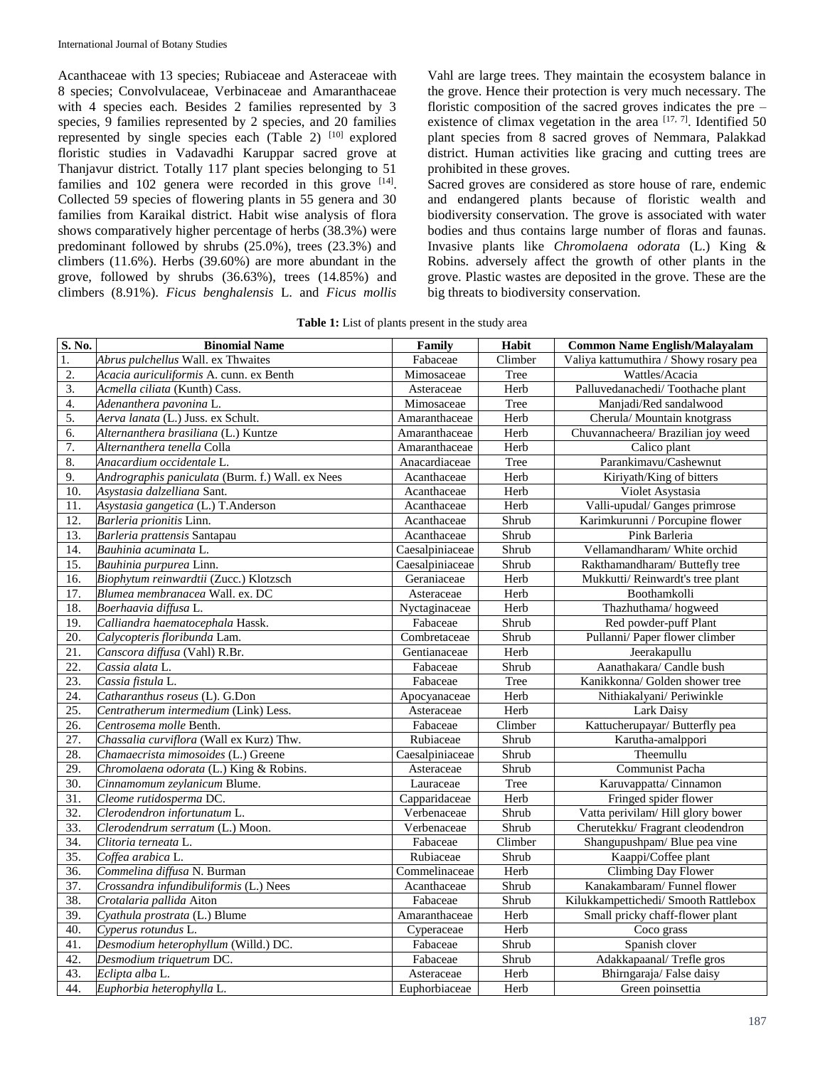Acanthaceae with 13 species; Rubiaceae and Asteraceae with 8 species; Convolvulaceae, Verbinaceae and Amaranthaceae with 4 species each. Besides 2 families represented by 3 species, 9 families represented by 2 species, and 20 families represented by single species each (Table 2) [10] explored floristic studies in Vadavadhi Karuppar sacred grove at Thanjavur district. Totally 117 plant species belonging to 51 families and 102 genera were recorded in this grove [14]. Collected 59 species of flowering plants in 55 genera and 30 families from Karaikal district. Habit wise analysis of flora shows comparatively higher percentage of herbs (38.3%) were predominant followed by shrubs (25.0%), trees (23.3%) and climbers (11.6%). Herbs (39.60%) are more abundant in the grove, followed by shrubs (36.63%), trees (14.85%) and climbers (8.91%). *Ficus benghalensis* L. and *Ficus mollis* Vahl are large trees. They maintain the ecosystem balance in the grove. Hence their protection is very much necessary. The floristic composition of the sacred groves indicates the pre – existence of climax vegetation in the area [17, 7]. Identified 50 plant species from 8 sacred groves of Nemmara, Palakkad district. Human activities like gracing and cutting trees are prohibited in these groves.

Sacred groves are considered as store house of rare, endemic and endangered plants because of floristic wealth and biodiversity conservation. The grove is associated with water bodies and thus contains large number of floras and faunas. Invasive plants like *Chromolaena odorata* (L.) King & Robins. adversely affect the growth of other plants in the grove. Plastic wastes are deposited in the grove. These are the big threats to biodiversity conservation.

**Table 1:** List of plants present in the study area

| S. No. | Binomial Name | Family | Habit | Common Name English/Malayalam |
|---|---|---|---|---|
| 1. | *Abrus pulchellus* Wall. ex Thwaites | Fabaceae | Climber | Valiya kattumuthira / Showy rosary pea |
| 2. | *Acacia auriculiformis* A. cunn. ex Benth | Mimosaceae | Tree | Wattles/Acacia |
| 3. | *Acmella ciliata* (Kunth) Cass. | Asteraceae | Herb | Palluvedanachedi/ Toothache plant |
| 4. | *Adenanthera pavonina* L. | Mimosaceae | Tree | Manjadi/Red sandalwood |
| 5. | *Aerva lanata* (L.) Juss. ex Schult. | Amaranthaceae | Herb | Cherula/ Mountain knotgrass |
| 6. | *Alternanthera brasiliana* (L.) Kuntze | Amaranthaceae | Herb | Chuvannacheera/ Brazilian joy weed |
| 7. | *Alternanthera tenella* Colla | Amaranthaceae | Herb | Calico plant |
| 8. | *Anacardium occidentale* L. | Anacardiaceae | Tree | Parankimavu/Cashewnut |
| 9. | *Andrographis paniculata* (Burm. f.) Wall. ex Nees | Acanthaceae | Herb | Kiriyath/King of bitters |
| 10. | *Asystasia dalzelliana* Sant. | Acanthaceae | Herb | Violet Asystasia |
| 11. | *Asystasia gangetica* (L.) T.Anderson | Acanthaceae | Herb | Valli-upudal/ Ganges primrose |
| 12. | *Barleria prionitis* Linn. | Acanthaceae | Shrub | Karimkurunni / Porcupine flower |
| 13. | *Barleria prattensis* Santapau | Acanthaceae | Shrub | Pink Barleria |
| 14. | *Bauhinia acuminata* L. | Caesalpiniaceae | Shrub | Vellamandharam/ White orchid |
| 15. | *Bauhinia purpurea* Linn. | Caesalpiniaceae | Shrub | Rakthamandharam/ Buttefly tree |
| 16. | *Biophytum reinwardtii* (Zucc.) Klotzsch | Geraniaceae | Herb | Mukkutti/ Reinwardt's tree plant |
| 17. | *Blumea membranacea* Wall. ex. DC | Asteraceae | Herb | Boothamkolli |
| 18. | *Boerhaavia diffusa* L. | Nyctaginaceae | Herb | Thazhuthama/ hogweed |
| 19. | *Calliandra haematocephala* Hassk. | Fabaceae | Shrub | Red powder-puff Plant |
| 20. | *Calycopteris floribunda* Lam. | Combretaceae | Shrub | Pullanni/ Paper flower climber |
| 21. | *Canscora diffusa* (Vahl) R.Br. | Gentianaceae | Herb | Jeerakapullu |
| 22. | *Cassia alata* L. | Fabaceae | Shrub | Aanathakara/ Candle bush |
| 23. | *Cassia fistula* L. | Fabaceae | Tree | Kanikkonna/ Golden shower tree |
| 24. | *Catharanthus roseus* (L). G.Don | Apocyanaceae | Herb | Nithiakalyani/ Periwinkle |
| 25. | *Centratherum intermedium* (Link) Less. | Asteraceae | Herb | Lark Daisy |
| 26. | *Centrosema molle* Benth. | Fabaceae | Climber | Kattucherupayar/ Butterfly pea |
| 27. | *Chassalia curviflora* (Wall ex Kurz) Thw. | Rubiaceae | Shrub | Karutha-amalppori |
| 28. | *Chamaecrista mimosoides* (L.) Greene | Caesalpiniaceae | Shrub | Theemullu |
| 29. | *Chromolaena odorata* (L.) King & Robins. | Asteraceae | Shrub | Communist Pacha |
| 30. | *Cinnamomum zeylanicum* Blume. | Lauraceae | Tree | Karuvappatta/ Cinnamon |
| 31. | *Cleome rutidosperma* DC. | Capparidaceae | Herb | Fringed spider flower |
| 32. | *Clerodendron infortunatum* L. | Verbenaceae | Shrub | Vatta perivilam/ Hill glory bower |
| 33. | *Clerodendrum serratum* (L.) Moon. | Verbenaceae | Shrub | Cherutekku/ Fragrant cleodendron |
| 34. | *Clitoria terneata* L. | Fabaceae | Climber | Shangupushpam/ Blue pea vine |
| 35. | *Coffea arabica* L. | Rubiaceae | Shrub | Kaappi/Coffee plant |
| 36. | *Commelina diffusa* N. Burman | Commelinaceae | Herb | Climbing Day Flower |
| 37. | *Crossandra infundibuliformis* (L.) Nees | Acanthaceae | Shrub | Kanakambaram/ Funnel flower |
| 38. | *Crotalaria pallida* Aiton | Fabaceae | Shrub | Kilukkampettichedi/ Smooth Rattlebox |
| 39. | *Cyathula prostrata* (L.) Blume | Amaranthaceae | Herb | Small pricky chaff-flower plant |
| 40. | *Cyperus rotundus* L. | Cyperaceae | Herb | Coco grass |
| 41. | *Desmodium heterophyllum* (Willd.) DC. | Fabaceae | Shrub | Spanish clover |
| 42. | *Desmodium triquetrum* DC. | Fabaceae | Shrub | Adakkapaanal/ Trefle gros |
| 43. | *Eclipta alba* L. | Asteraceae | Herb | Bhirngaraja/ False daisy |
| 44. | *Euphorbia heterophylla* L. | Euphorbiaceae | Herb | Green poinsettia |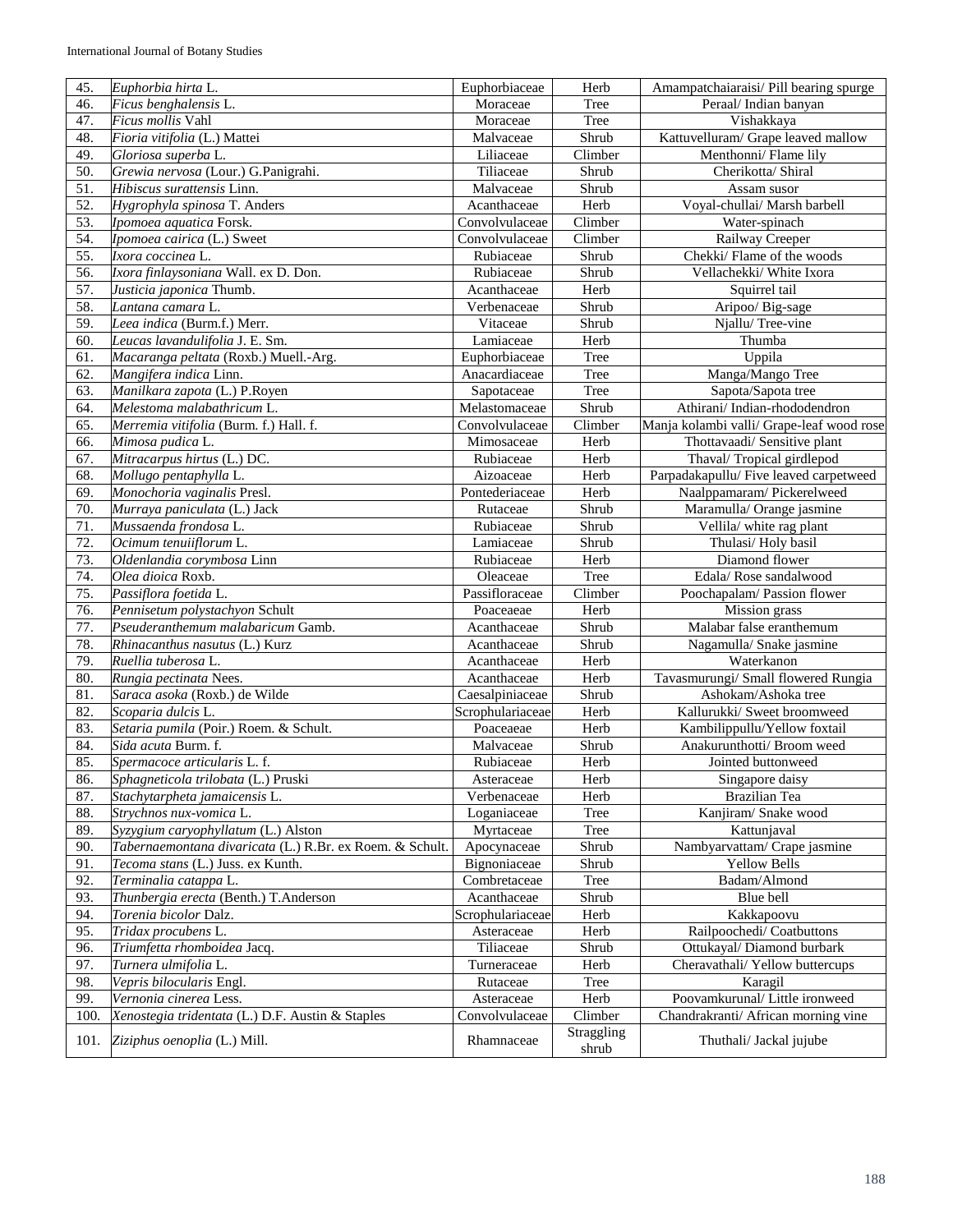| 45. | *Euphorbia hirta* L. | Euphorbiaceae | Herb | Amampatchaiaraisi/ Pill bearing spurge |
|---|---|---|---|---|
| 46. | *Ficus benghalensis* L. | Moraceae | Tree | Peraal/ Indian banyan |
| 47. | *Ficus mollis* Vahl | Moraceae | Tree | Vishakkaya |
| 48. | *Fioria vitifolia* (L.) Mattei | Malvaceae | Shrub | Kattuvelluram/ Grape leaved mallow |
| 49. | *Gloriosa superba* L. | Liliaceae | Climber | Menthonni/ Flame lily |
| 50. | *Grewia nervosa* (Lour.) G.Panigrahi. | Tiliaceae | Shrub | Cherikotta/ Shiral |
| 51. | *Hibiscus surattensis* Linn. | Malvaceae | Shrub | Assam susor |
| 52. | *Hygrophyla spinosa* T. Anders | Acanthaceae | Herb | Voyal-chullai/ Marsh barbell |
| 53. | *Ipomoea aquatica* Forsk. | Convolvulaceae | Climber | Water-spinach |
| 54. | *Ipomoea cairica* (L.) Sweet | Convolvulaceae | Climber | Railway Creeper |
| 55. | *Ixora coccinea* L. | Rubiaceae | Shrub | Chekki/ Flame of the woods |
| 56. | *Ixora finlaysoniana* Wall. ex D. Don. | Rubiaceae | Shrub | Vellachekki/ White Ixora |
| 57. | *Justicia japonica* Thumb. | Acanthaceae | Herb | Squirrel tail |
| 58. | *Lantana camara* L. | Verbenaceae | Shrub | Aripoo/ Big-sage |
| 59. | *Leea indica* (Burm.f.) Merr. | Vitaceae | Shrub | Njallu/ Tree-vine |
| 60. | *Leucas lavandulifolia* J. E. Sm. | Lamiaceae | Herb | Thumba |
| 61. | *Macaranga peltata* (Roxb.) Muell.-Arg. | Euphorbiaceae | Tree | Uppila |
| 62. | *Mangifera indica* Linn. | Anacardiaceae | Tree | Manga/Mango Tree |
| 63. | *Manilkara zapota* (L.) P.Royen | Sapotaceae | Tree | Sapota/Sapota tree |
| 64. | *Melestoma malabathricum* L. | Melastomaceae | Shrub | Athirani/ Indian-rhododendron |
| 65. | *Merremia vitifolia* (Burm. f.) Hall. f. | Convolvulaceae | Climber | Manja kolambi valli/ Grape-leaf wood rose |
| 66. | *Mimosa pudica* L. | Mimosaceae | Herb | Thottavaadi/ Sensitive plant |
| 67. | *Mitracarpus hirtus* (L.) DC. | Rubiaceae | Herb | Thaval/ Tropical girdlepod |
| 68. | *Mollugo pentaphylla* L. | Aizoaceae | Herb | Parpadakapullu/ Five leaved carpetweed |
| 69. | *Monochoria vaginalis* Presl. | Pontederiaceae | Herb | Naalppamaram/ Pickerelweed |
| 70. | *Murraya paniculata* (L.) Jack | Rutaceae | Shrub | Maramulla/ Orange jasmine |
| 71. | *Mussaenda frondosa* L. | Rubiaceae | Shrub | Vellila/ white rag plant |
| 72. | *Ocimum tenuiiflorum* L. | Lamiaceae | Shrub | Thulasi/ Holy basil |
| 73. | *Oldenlandia corymbosa* Linn | Rubiaceae | Herb | Diamond flower |
| 74. | *Olea dioica* Roxb. | Oleaceae | Tree | Edala/ Rose sandalwood |
| 75. | *Passiflora foetida* L. | Passifloraceae | Climber | Poochapalam/ Passion flower |
| 76. | *Pennisetum polystachyon* Schult | Poaceaeae | Herb | Mission grass |
| 77. | *Pseuderanthemum malabaricum* Gamb. | Acanthaceae | Shrub | Malabar false eranthemum |
| 78. | *Rhinacanthus nasutus* (L.) Kurz | Acanthaceae | Shrub | Nagamulla/ Snake jasmine |
| 79. | *Ruellia tuberosa* L. | Acanthaceae | Herb | Waterkanon |
| 80. | *Rungia pectinata* Nees. | Acanthaceae | Herb | Tavasmurungi/ Small flowered Rungia |
| 81. | *Saraca asoka* (Roxb.) de Wilde | Caesalpiniaceae | Shrub | Ashokam/Ashoka tree |
| 82. | *Scoparia dulcis* L. | Scrophulariaceae | Herb | Kallurukki/ Sweet broomweed |
| 83. | *Setaria pumila* (Poir.) Roem. & Schult. | Poaceaeae | Herb | Kambilippullu/Yellow foxtail |
| 84. | *Sida acuta* Burm. f. | Malvaceae | Shrub | Anakurunthotti/ Broom weed |
| 85. | *Spermacoce articularis* L. f. | Rubiaceae | Herb | Jointed buttonweed |
| 86. | *Sphagneticola trilobata* (L.) Pruski | Asteraceae | Herb | Singapore daisy |
| 87. | *Stachytarpheta jamaicensis* L. | Verbenaceae | Herb | Brazilian Tea |
| 88. | *Strychnos nux-vomica* L. | Loganiaceae | Tree | Kanjiram/ Snake wood |
| 89. | *Syzygium caryophyllatum* (L.) Alston | Myrtaceae | Tree | Kattunjaval |
| 90. | *Tabernaemontana divaricata* (L.) R.Br. ex Roem. & Schult. | Apocynaceae | Shrub | Nambyarvattam/ Crape jasmine |
| 91. | *Tecoma stans* (L.) Juss. ex Kunth. | Bignoniaceae | Shrub | Yellow Bells |
| 92. | *Terminalia catappa* L. | Combretaceae | Tree | Badam/Almond |
| 93. | *Thunbergia erecta* (Benth.) T.Anderson | Acanthaceae | Shrub | Blue bell |
| 94. | *Torenia bicolor* Dalz. | Scrophulariaceae | Herb | Kakkapoovu |
| 95. | *Tridax procubens* L. | Asteraceae | Herb | Railpoochedi/ Coatbuttons |
| 96. | *Triumfetta rhomboidea* Jacq. | Tiliaceae | Shrub | Ottukayal/ Diamond burbark |
| 97. | *Turnera ulmifolia* L. | Turneraceae | Herb | Cheravathali/ Yellow buttercups |
| 98. | *Vepris bilocularis* Engl. | Rutaceae | Tree | Karagil |
| 99. | *Vernonia cinerea* Less. | Asteraceae | Herb | Poovamkurunal/ Little ironweed |
| 100. | *Xenostegia tridentata* (L.) D.F. Austin & Staples | Convolvulaceae | Climber | Chandrakranti/ African morning vine |
| 101. | *Ziziphus oenoplia* (L.) Mill. | Rhamnaceae | Straggling shrub | Thuthali/ Jackal jujube |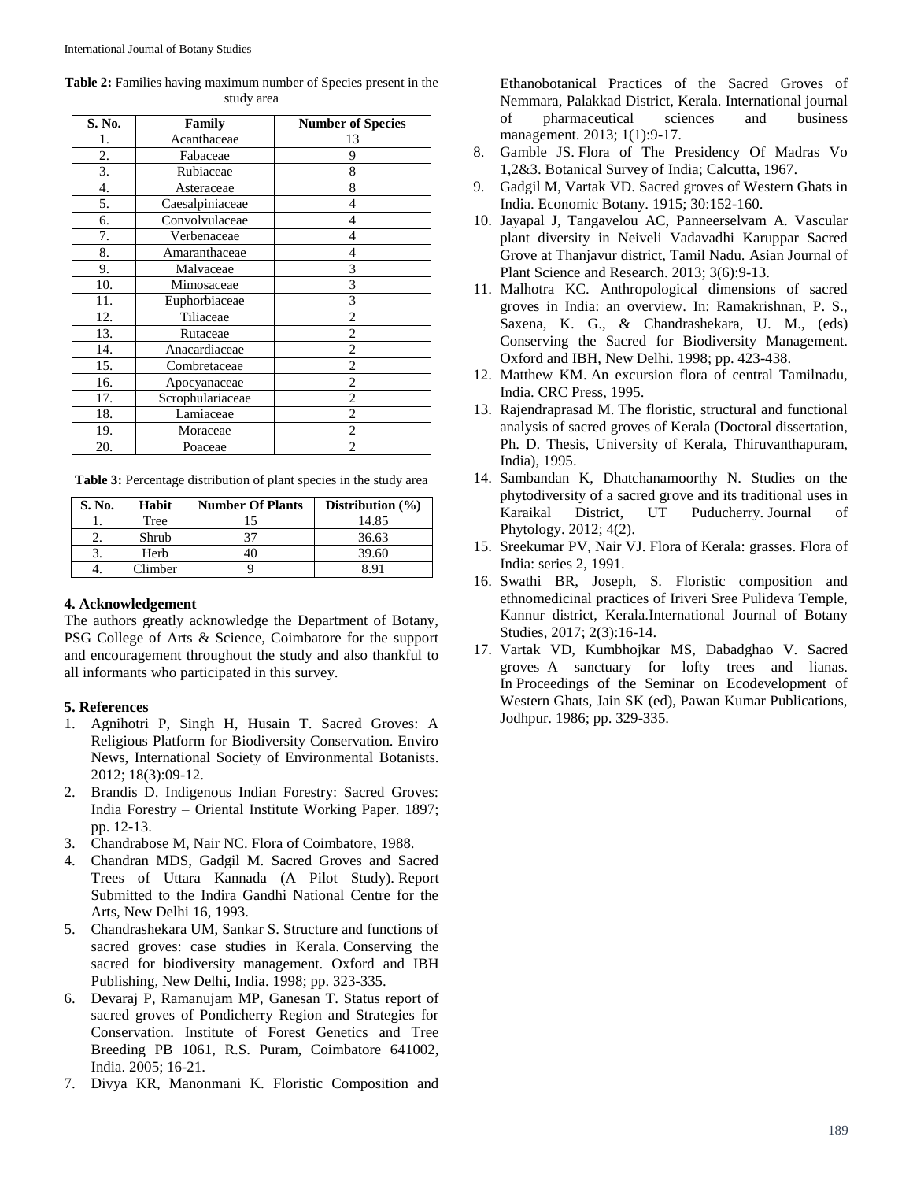**Table 2:** Families having maximum number of Species present in the study area

| S. No. | Family | Number of Species |
|---|---|---|
| 1. | Acanthaceae | 13 |
| 2. | Fabaceae | 9 |
| 3. | Rubiaceae | 8 |
| 4. | Asteraceae | 8 |
| 5. | Caesalpiniaceae | 4 |
| 6. | Convolvulaceae | 4 |
| 7. | Verbenaceae | 4 |
| 8. | Amaranthaceae | 4 |
| 9. | Malvaceae | 3 |
| 10. | Mimosaceae | 3 |
| 11. | Euphorbiaceae | 3 |
| 12. | Tiliaceae | 2 |
| 13. | Rutaceae | 2 |
| 14. | Anacardiaceae | 2 |
| 15. | Combretaceae | 2 |
| 16. | Apocyanaceae | 2 |
| 17. | Scrophulariaceae | 2 |
| 18. | Lamiaceae | 2 |
| 19. | Moraceae | 2 |
| 20. | Poaceae | 2 |

**Table 3:** Percentage distribution of plant species in the study area

| S. No. | Habit | Number Of Plants | Distribution (%) |
|---|---|---|---|
| 1. | Tree | 15 | 14.85 |
| 2. | Shrub | 37 | 36.63 |
| 3. | Herb | 40 | 39.60 |
| 4. | Climber | 9 | 8.91 |

## 4. Acknowledgement

The authors greatly acknowledge the Department of Botany, PSG College of Arts & Science, Coimbatore for the support and encouragement throughout the study and also thankful to all informants who participated in this survey.

## 5. References

1. Agnihotri P, Singh H, Husain T. Sacred Groves: A Religious Platform for Biodiversity Conservation. Enviro News, International Society of Environmental Botanists. 2012; 18(3):09-12.
2. Brandis D. Indigenous Indian Forestry: Sacred Groves: India Forestry – Oriental Institute Working Paper. 1897; pp. 12-13.
3. Chandrabose M, Nair NC. Flora of Coimbatore, 1988.
4. Chandran MDS, Gadgil M. Sacred Groves and Sacred Trees of Uttara Kannada (A Pilot Study). Report Submitted to the Indira Gandhi National Centre for the Arts, New Delhi 16, 1993.
5. Chandrashekara UM, Sankar S. Structure and functions of sacred groves: case studies in Kerala. Conserving the sacred for biodiversity management. Oxford and IBH Publishing, New Delhi, India. 1998; pp. 323-335.
6. Devaraj P, Ramanujam MP, Ganesan T. Status report of sacred groves of Pondicherry Region and Strategies for Conservation. Institute of Forest Genetics and Tree Breeding PB 1061, R.S. Puram, Coimbatore 641002, India. 2005; 16-21.
7. Divya KR, Manonmani K. Floristic Composition and Ethanobotanical Practices of the Sacred Groves of Nemmara, Palakkad District, Kerala. International journal of pharmaceutical sciences and business management. 2013; 1(1):9-17.
8. Gamble JS. Flora of The Presidency Of Madras Vo 1,2&3. Botanical Survey of India; Calcutta, 1967.
9. Gadgil M, Vartak VD. Sacred groves of Western Ghats in India. Economic Botany. 1915; 30:152-160.
10. Jayapal J, Tangavelou AC, Panneerselvam A. Vascular plant diversity in Neiveli Vadavadhi Karuppar Sacred Grove at Thanjavur district, Tamil Nadu. Asian Journal of Plant Science and Research. 2013; 3(6):9-13.
11. Malhotra KC. Anthropological dimensions of sacred groves in India: an overview. In: Ramakrishnan, P. S., Saxena, K. G., & Chandrashekara, U. M., (eds) Conserving the Sacred for Biodiversity Management. Oxford and IBH, New Delhi. 1998; pp. 423-438.
12. Matthew KM. An excursion flora of central Tamilnadu, India. CRC Press, 1995.
13. Rajendraprasad M. The floristic, structural and functional analysis of sacred groves of Kerala (Doctoral dissertation, Ph. D. Thesis, University of Kerala, Thiruvanthapuram, India), 1995.
14. Sambandan K, Dhatchanamoorthy N. Studies on the phytodiversity of a sacred grove and its traditional uses in Karaikal District, UT Puducherry. Journal of Phytology. 2012; 4(2).
15. Sreekumar PV, Nair VJ. Flora of Kerala: grasses. Flora of India: series 2, 1991.
16. Swathi BR, Joseph, S. Floristic composition and ethnomedicinal practices of Iriveri Sree Pulideva Temple, Kannur district, Kerala.International Journal of Botany Studies, 2017; 2(3):16-14.
17. Vartak VD, Kumbhojkar MS, Dabadghao V. Sacred groves–A sanctuary for lofty trees and lianas. In Proceedings of the Seminar on Ecodevelopment of Western Ghats, Jain SK (ed), Pawan Kumar Publications, Jodhpur. 1986; pp. 329-335.